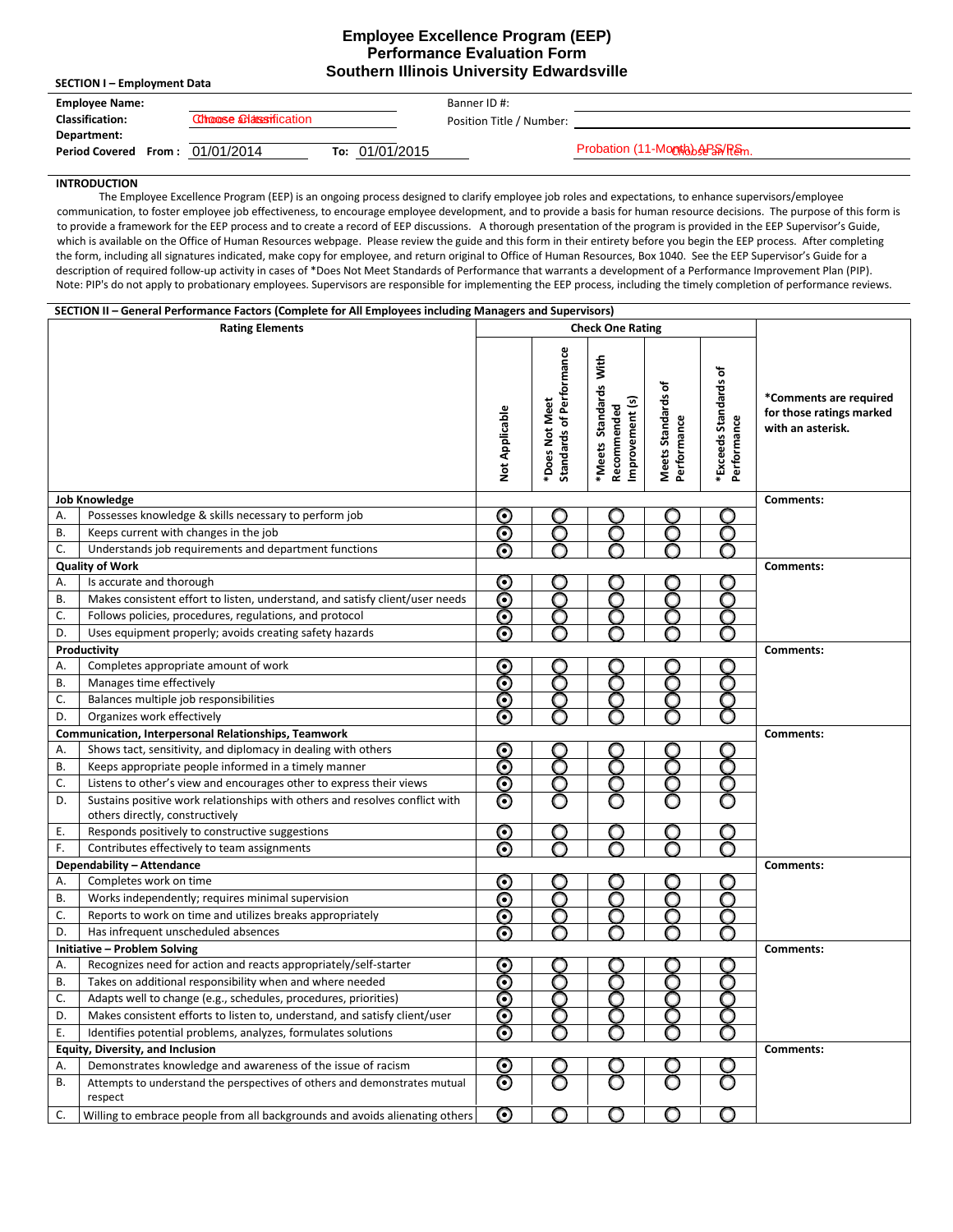# Employee Excellence Program (EEP)
## Performance Evaluation Form
## Southern Illinois University Edwardsville

**SECTION I – Employment Data**

| | | | |
|---|---|---|---|
| **Employee Name:** | | Banner ID #: | |
| **Classification:** | Choose Classification | Position Title / Number: | |
| **Department:** | | | |
| **Period Covered From :** | 01/01/2014 **To:** 01/01/2015 | | Probation (11-Month) APS/RS... Choose an item. |

**INTRODUCTION**

The Employee Excellence Program (EEP) is an ongoing process designed to clarify employee job roles and expectations, to enhance supervisors/employee communication, to foster employee job effectiveness, to encourage employee development, and to provide a basis for human resource decisions. The purpose of this form is to provide a framework for the EEP process and to create a record of EEP discussions. A thorough presentation of the program is provided in the EEP Supervisor's Guide, which is available on the Office of Human Resources webpage. Please review the guide and this form in their entirety before you begin the EEP process. After completing the form, including all signatures indicated, make copy for employee, and return original to Office of Human Resources, Box 1040. See the EEP Supervisor's Guide for a description of required follow-up activity in cases of *Does Not Meet Standards of Performance that warrants a development of a Performance Improvement Plan (PIP). Note: PIP's do not apply to probationary employees. Supervisors are responsible for implementing the EEP process, including the timely completion of performance reviews.

**SECTION II – General Performance Factors (Complete for All Employees including Managers and Supervisors)**

| | Rating Elements | Not Applicable | *Does Not Meet Standards of Performance | *Meets Standards With Recommended Improvement (s) | Meets Standards of Performance | *Exceeds Standards of Performance | *Comments are required for those ratings marked with an asterisk. |
|---|---|---|---|---|---|---|---|
| **Job Knowledge** | | | | | | | **Comments:** |
| A. | Possesses knowledge & skills necessary to perform job | ⦿ | ○ | ○ | ○ | ○ | |
| B. | Keeps current with changes in the job | ⦿ | ○ | ○ | ○ | ○ | |
| C. | Understands job requirements and department functions | ⦿ | ○ | ○ | ○ | ○ | |
| **Quality of Work** | | | | | | | **Comments:** |
| A. | Is accurate and thorough | ⦿ | ○ | ○ | ○ | ○ | |
| B. | Makes consistent effort to listen, understand, and satisfy client/user needs | ⦿ | ○ | ○ | ○ | ○ | |
| C. | Follows policies, procedures, regulations, and protocol | ⦿ | ○ | ○ | ○ | ○ | |
| D. | Uses equipment properly; avoids creating safety hazards | ⦿ | ○ | ○ | ○ | ○ | |
| **Productivity** | | | | | | | **Comments:** |
| A. | Completes appropriate amount of work | ⦿ | ○ | ○ | ○ | ○ | |
| B. | Manages time effectively | ⦿ | ○ | ○ | ○ | ○ | |
| C. | Balances multiple job responsibilities | ⦿ | ○ | ○ | ○ | ○ | |
| D. | Organizes work effectively | ⦿ | ○ | ○ | ○ | ○ | |
| **Communication, Interpersonal Relationships, Teamwork** | | | | | | | **Comments:** |
| A. | Shows tact, sensitivity, and diplomacy in dealing with others | ⦿ | ○ | ○ | ○ | ○ | |
| B. | Keeps appropriate people informed in a timely manner | ⦿ | ○ | ○ | ○ | ○ | |
| C. | Listens to other's view and encourages other to express their views | ⦿ | ○ | ○ | ○ | ○ | |
| D. | Sustains positive work relationships with others and resolves conflict with others directly, constructively | ⦿ | ○ | ○ | ○ | ○ | |
| E. | Responds positively to constructive suggestions | ⦿ | ○ | ○ | ○ | ○ | |
| F. | Contributes effectively to team assignments | ⦿ | ○ | ○ | ○ | ○ | |
| **Dependability – Attendance** | | | | | | | **Comments:** |
| A. | Completes work on time | ⦿ | ○ | ○ | ○ | ○ | |
| B. | Works independently; requires minimal supervision | ⦿ | ○ | ○ | ○ | ○ | |
| C. | Reports to work on time and utilizes breaks appropriately | ⦿ | ○ | ○ | ○ | ○ | |
| D. | Has infrequent unscheduled absences | ⦿ | ○ | ○ | ○ | ○ | |
| **Initiative – Problem Solving** | | | | | | | **Comments:** |
| A. | Recognizes need for action and reacts appropriately/self-starter | ⦿ | ○ | ○ | ○ | ○ | |
| B. | Takes on additional responsibility when and where needed | ⦿ | ○ | ○ | ○ | ○ | |
| C. | Adapts well to change (e.g., schedules, procedures, priorities) | ⦿ | ○ | ○ | ○ | ○ | |
| D. | Makes consistent efforts to listen to, understand, and satisfy client/user | ⦿ | ○ | ○ | ○ | ○ | |
| E. | Identifies potential problems, analyzes, formulates solutions | ⦿ | ○ | ○ | ○ | ○ | |
| **Equity, Diversity, and Inclusion** | | | | | | | **Comments:** |
| A. | Demonstrates knowledge and awareness of the issue of racism | ⦿ | ○ | ○ | ○ | ○ | |
| B. | Attempts to understand the perspectives of others and demonstrates mutual respect | ⦿ | ○ | ○ | ○ | ○ | |
| C. | Willing to embrace people from all backgrounds and avoids alienating others | ⦿ | ○ | ○ | ○ | ○ | |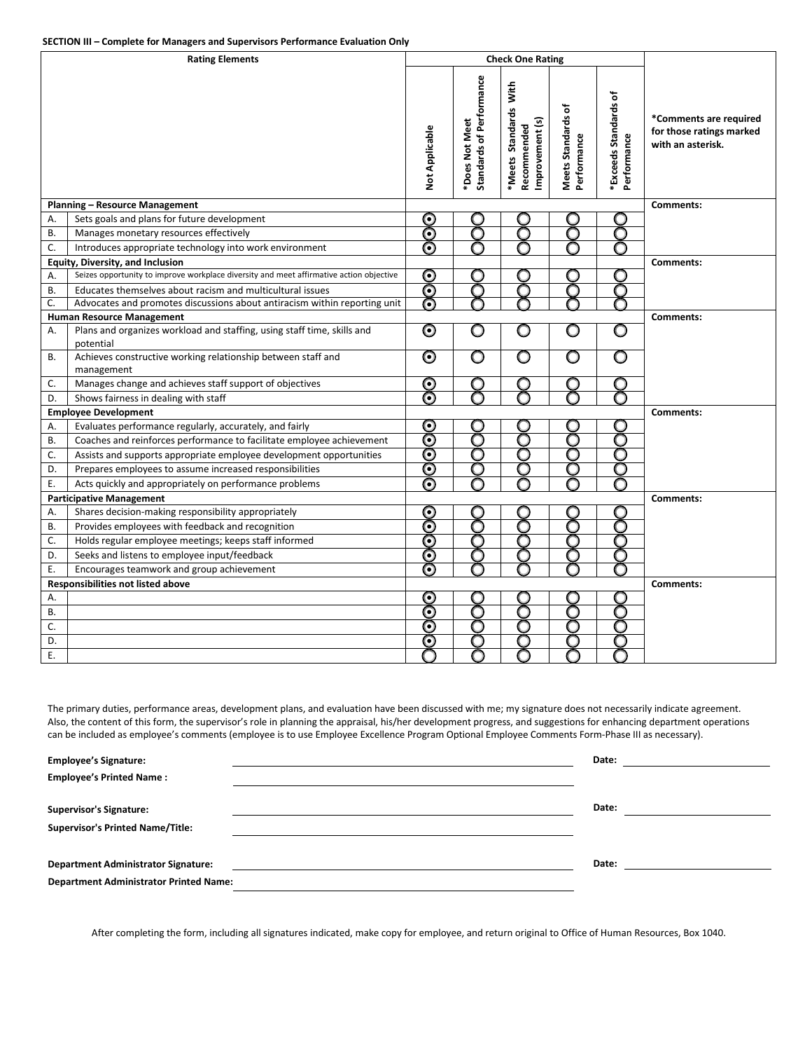**SECTION III – Complete for Managers and Supervisors Performance Evaluation Only**

| Rating Elements | | Not Applicable | *Does Not Meet Standards of Performance | *Meets Standards With Recommended Improvement (s) | Meets Standards of Performance | *Exceeds Standards of Performance | *Comments are required for those ratings marked with an asterisk. |
|---|---|---|---|---|---|---|---|
| **Planning – Resource Management** | | | | | | | **Comments:** |
| A. | Sets goals and plans for future development | ⦿ | ○ | ○ | ○ | ○ | |
| B. | Manages monetary resources effectively | ⦿ | ○ | ○ | ○ | ○ | |
| C. | Introduces appropriate technology into work environment | ⦿ | ○ | ○ | ○ | ○ | |
| **Equity, Diversity, and Inclusion** | | | | | | | **Comments:** |
| A. | Seizes opportunity to improve workplace diversity and meet affirmative action objective | ⦿ | ○ | ○ | ○ | ○ | |
| B. | Educates themselves about racism and multicultural issues | ⦿ | ○ | ○ | ○ | ○ | |
| C. | Advocates and promotes discussions about antiracism within reporting unit | ⦿ | ○ | ○ | ○ | ○ | |
| **Human Resource Management** | | | | | | | **Comments:** |
| A. | Plans and organizes workload and staffing, using staff time, skills and potential | ⦿ | ○ | ○ | ○ | ○ | |
| B. | Achieves constructive working relationship between staff and management | ⦿ | ○ | ○ | ○ | ○ | |
| C. | Manages change and achieves staff support of objectives | ⦿ | ○ | ○ | ○ | ○ | |
| D. | Shows fairness in dealing with staff | ⦿ | ○ | ○ | ○ | ○ | |
| **Employee Development** | | | | | | | **Comments:** |
| A. | Evaluates performance regularly, accurately, and fairly | ⦿ | ○ | ○ | ○ | ○ | |
| B. | Coaches and reinforces performance to facilitate employee achievement | ⦿ | ○ | ○ | ○ | ○ | |
| C. | Assists and supports appropriate employee development opportunities | ⦿ | ○ | ○ | ○ | ○ | |
| D. | Prepares employees to assume increased responsibilities | ⦿ | ○ | ○ | ○ | ○ | |
| E. | Acts quickly and appropriately on performance problems | ⦿ | ○ | ○ | ○ | ○ | |
| **Participative Management** | | | | | | | **Comments:** |
| A. | Shares decision-making responsibility appropriately | ⦿ | ○ | ○ | ○ | ○ | |
| B. | Provides employees with feedback and recognition | ⦿ | ○ | ○ | ○ | ○ | |
| C. | Holds regular employee meetings; keeps staff informed | ⦿ | ○ | ○ | ○ | ○ | |
| D. | Seeks and listens to employee input/feedback | ⦿ | ○ | ○ | ○ | ○ | |
| E. | Encourages teamwork and group achievement | ⦿ | ○ | ○ | ○ | ○ | |
| **Responsibilities not listed above** | | | | | | | **Comments:** |
| A. | | ⦿ | ○ | ○ | ○ | ○ | |
| B. | | ⦿ | ○ | ○ | ○ | ○ | |
| C. | | ⦿ | ○ | ○ | ○ | ○ | |
| D. | | ⦿ | ○ | ○ | ○ | ○ | |
| E. | | ○ | ○ | ○ | ○ | ○ | |

The primary duties, performance areas, development plans, and evaluation have been discussed with me; my signature does not necessarily indicate agreement. Also, the content of this form, the supervisor's role in planning the appraisal, his/her development progress, and suggestions for enhancing department operations can be included as employee's comments (employee is to use Employee Excellence Program Optional Employee Comments Form-Phase III as necessary).

**Employee's Signature:** ______________________________ **Date:** ______________

**Employee's Printed Name :** ______________________________

**Supervisor's Signature:** ______________________________ **Date:** ______________

**Supervisor's Printed Name/Title:** ______________________________

**Department Administrator Signature:** ______________________________ **Date:** ______________

**Department Administrator Printed Name:** ______________________________

After completing the form, including all signatures indicated, make copy for employee, and return original to Office of Human Resources, Box 1040.